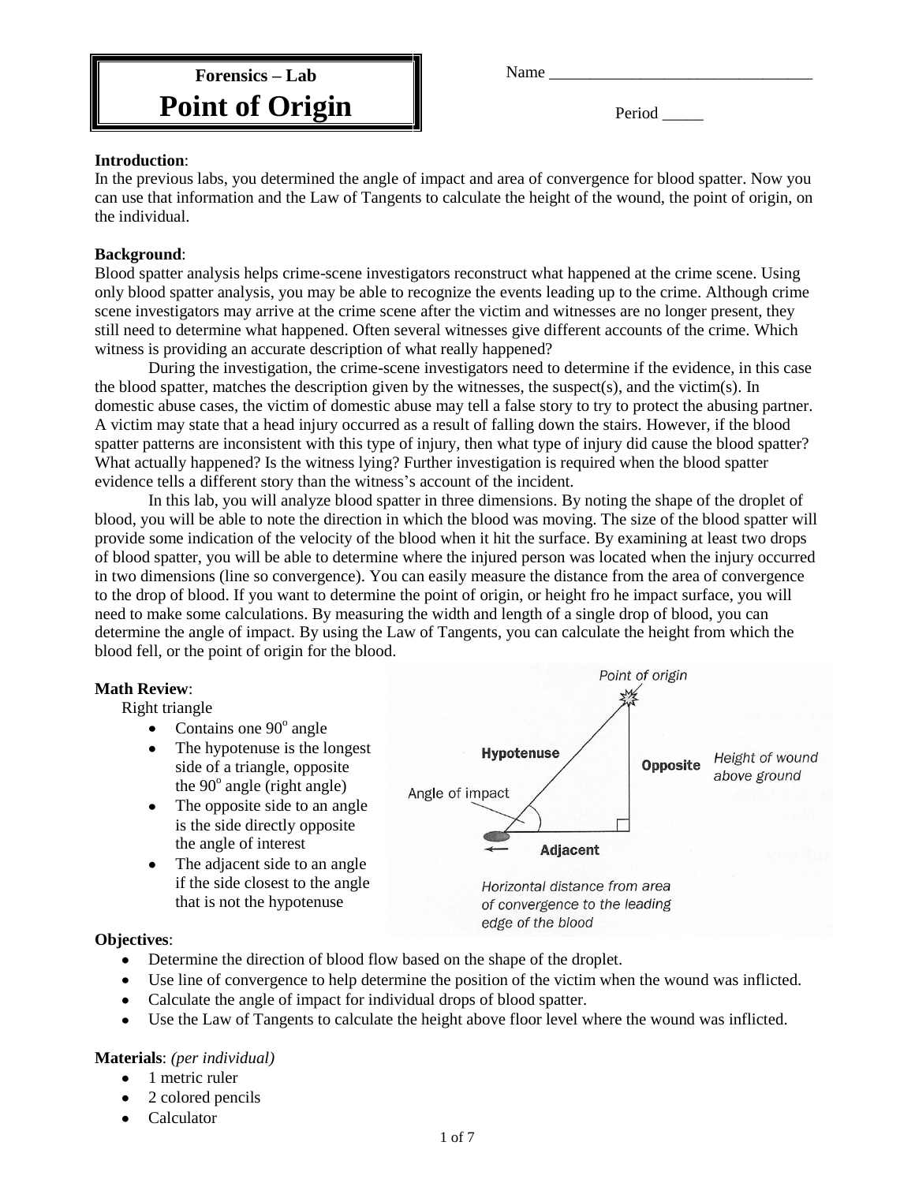# Forensics – Lab
# Point of Origin

Name ________________________________

Period _____

**Introduction**:
In the previous labs, you determined the angle of impact and area of convergence for blood spatter. Now you can use that information and the Law of Tangents to calculate the height of the wound, the point of origin, on the individual.

**Background**:
Blood spatter analysis helps crime-scene investigators reconstruct what happened at the crime scene. Using only blood spatter analysis, you may be able to recognize the events leading up to the crime. Although crime scene investigators may arrive at the crime scene after the victim and witnesses are no longer present, they still need to determine what happened. Often several witnesses give different accounts of the crime. Which witness is providing an accurate description of what really happened?

During the investigation, the crime-scene investigators need to determine if the evidence, in this case the blood spatter, matches the description given by the witnesses, the suspect(s), and the victim(s). In domestic abuse cases, the victim of domestic abuse may tell a false story to try to protect the abusing partner. A victim may state that a head injury occurred as a result of falling down the stairs. However, if the blood spatter patterns are inconsistent with this type of injury, then what type of injury did cause the blood spatter? What actually happened? Is the witness lying? Further investigation is required when the blood spatter evidence tells a different story than the witness's account of the incident.

In this lab, you will analyze blood spatter in three dimensions. By noting the shape of the droplet of blood, you will be able to note the direction in which the blood was moving. The size of the blood spatter will provide some indication of the velocity of the blood when it hit the surface. By examining at least two drops of blood spatter, you will be able to determine where the injured person was located when the injury occurred in two dimensions (line so convergence). You can easily measure the distance from the area of convergence to the drop of blood. If you want to determine the point of origin, or height fro he impact surface, you will need to make some calculations. By measuring the width and length of a single drop of blood, you can determine the angle of impact. By using the Law of Tangents, you can calculate the height from which the blood fell, or the point of origin for the blood.

**Math Review**:

Right triangle

- Contains one $90^o$ angle
- The hypotenuse is the longest side of a triangle, opposite the $90^o$ angle (right angle)
- The opposite side to an angle is the side directly opposite the angle of interest
- The adjacent side to an angle if the side closest to the angle that is not the hypotenuse

Point of origin

Hypotenuse

Opposite

Height of wound above ground

Angle of impact

Adjacent

Horizontal distance from area of convergence to the leading edge of the blood

**Objectives**:

- Determine the direction of blood flow based on the shape of the droplet.
- Use line of convergence to help determine the position of the victim when the wound was inflicted.
- Calculate the angle of impact for individual drops of blood spatter.
- Use the Law of Tangents to calculate the height above floor level where the wound was inflicted.

**Materials**: *(per individual)*

- 1 metric ruler
- 2 colored pencils
- Calculator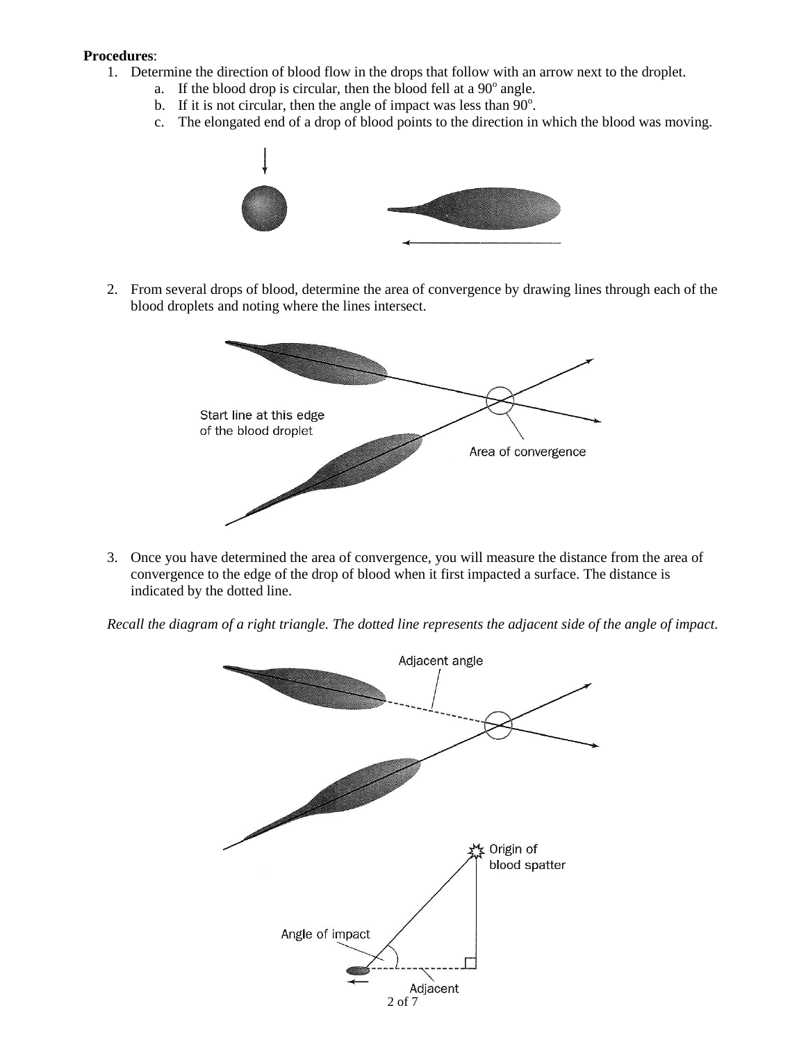**Procedures**:

1. Determine the direction of blood flow in the drops that follow with an arrow next to the droplet.
   a. If the blood drop is circular, then the blood fell at a 90° angle.
   b. If it is not circular, then the angle of impact was less than 90°.
   c. The elongated end of a drop of blood points to the direction in which the blood was moving.

2. From several drops of blood, determine the area of convergence by drawing lines through each of the blood droplets and noting where the lines intersect.

Start line at this edge of the blood droplet

Area of convergence

3. Once you have determined the area of convergence, you will measure the distance from the area of convergence to the edge of the drop of blood when it first impacted a surface. The distance is indicated by the dotted line.

*Recall the diagram of a right triangle. The dotted line represents the adjacent side of the angle of impact.*

Adjacent angle

Origin of blood spatter

Angle of impact

Adjacent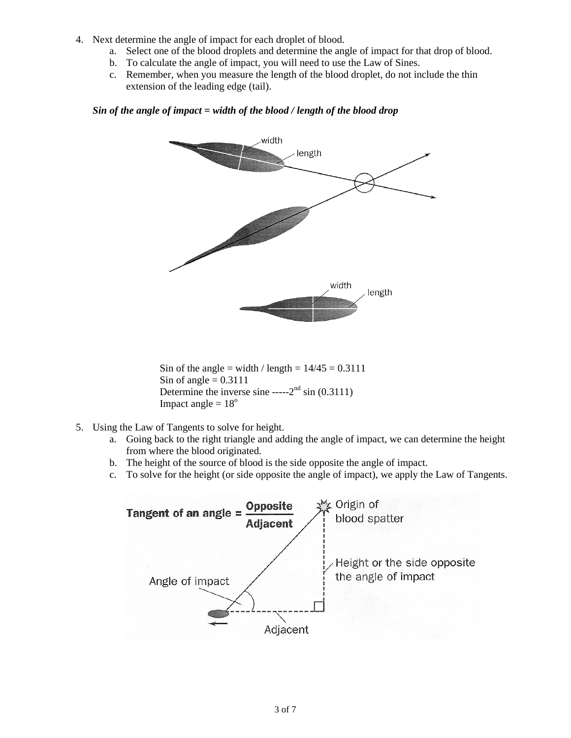4. Next determine the angle of impact for each droplet of blood.
   a. Select one of the blood droplets and determine the angle of impact for that drop of blood.
   b. To calculate the angle of impact, you will need to use the Law of Sines.
   c. Remember, when you measure the length of the blood droplet, do not include the thin extension of the leading edge (tail).

***Sin of the angle of impact = width of the blood / length of the blood drop***

Sin of the angle = width / length = $14/45 = 0.3111$
Sin of angle = $0.3111$
Determine the inverse sine -----$2^{nd}$ sin (0.3111)
Impact angle = $18^{o}$

5. Using the Law of Tangents to solve for height.
   a. Going back to the right triangle and adding the angle of impact, we can determine the height from where the blood originated.
   b. The height of the source of blood is the side opposite the angle of impact.
   c. To solve for the height (or side opposite the angle of impact), we apply the Law of Tangents.

**Tangent of an angle =** $\frac{\textbf{Opposite}}{\textbf{Adjacent}}$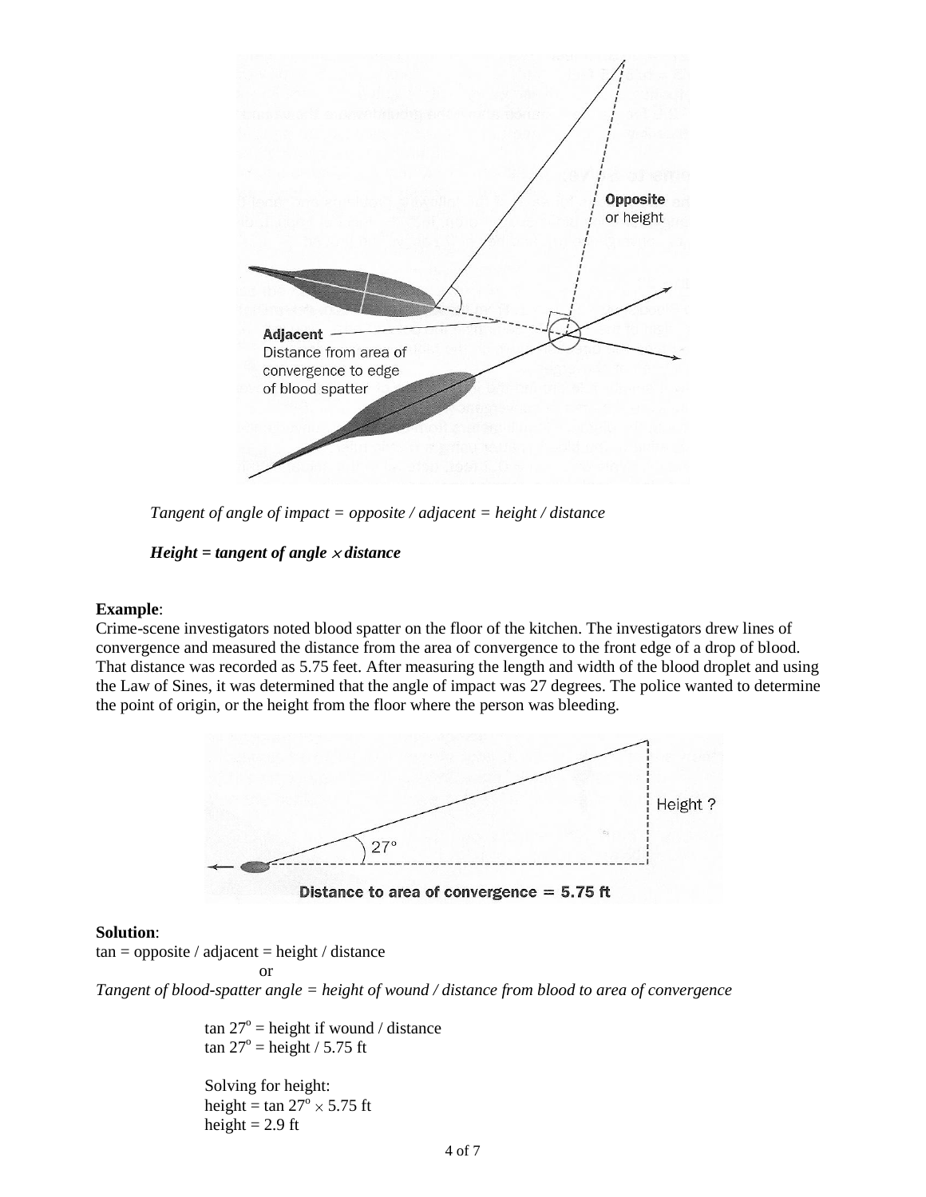*Tangent of angle of impact = opposite / adjacent = height / distance*

***Height = tangent of angle × distance***

**Example**:
Crime-scene investigators noted blood spatter on the floor of the kitchen. The investigators drew lines of convergence and measured the distance from the area of convergence to the front edge of a drop of blood. That distance was recorded as 5.75 feet. After measuring the length and width of the blood droplet and using the Law of Sines, it was determined that the angle of impact was 27 degrees. The police wanted to determine the point of origin, or the height from the floor where the person was bleeding.

**Solution**:
tan = opposite / adjacent = height / distance

or

*Tangent of blood-spatter angle = height of wound / distance from blood to area of convergence*

$\tan 27^{\circ}$ = height if wound / distance
$\tan 27^{\circ}$ = height / 5.75 ft

Solving for height:
height = $\tan 27^{\circ} \times 5.75$ ft
height = 2.9 ft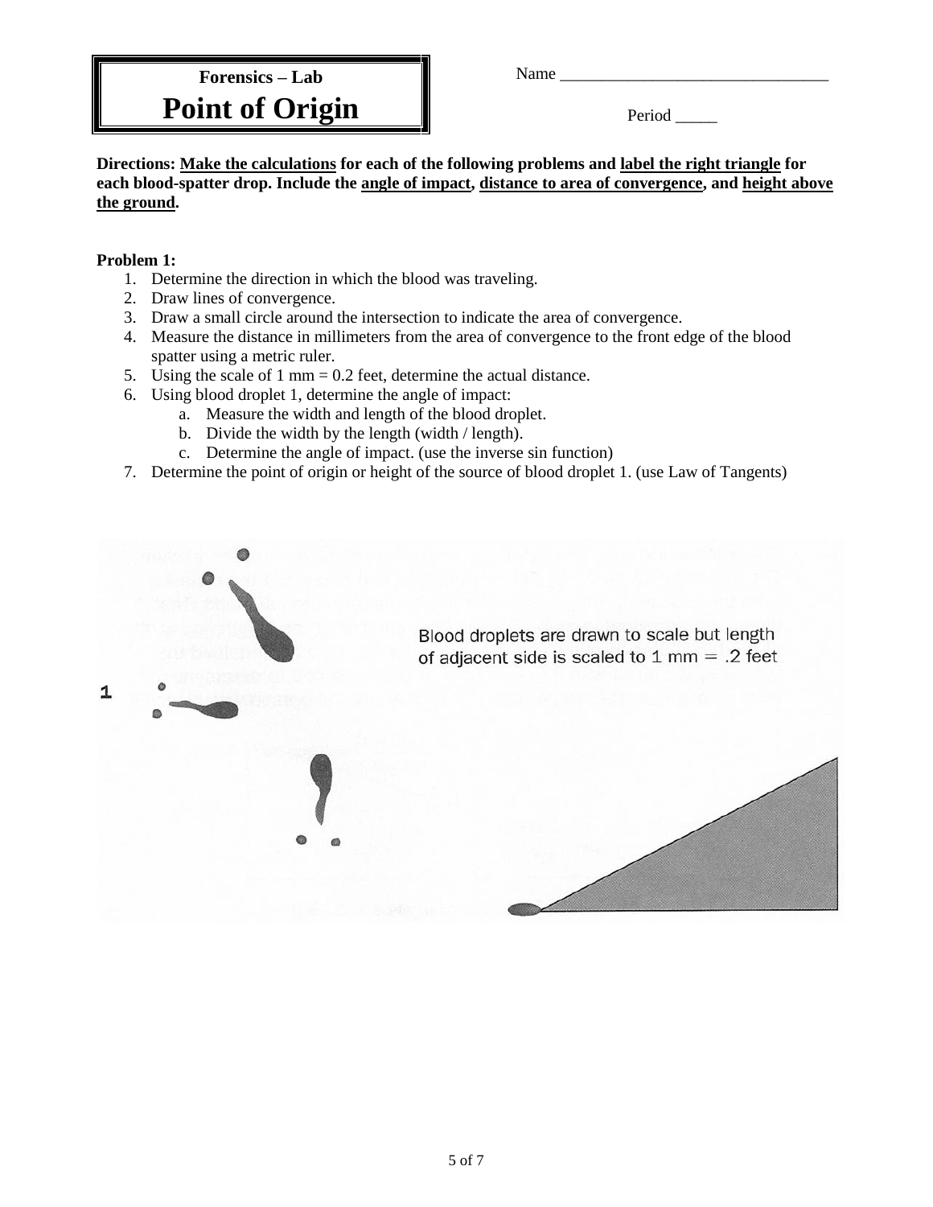**Forensics – Lab**

# Point of Origin

Name ________________________________

Period _____

**Directions: Make the calculations for each of the following problems and label the right triangle for each blood-spatter drop. Include the angle of impact, distance to area of convergence, and height above the ground.**

**Problem 1:**

1. Determine the direction in which the blood was traveling.
2. Draw lines of convergence.
3. Draw a small circle around the intersection to indicate the area of convergence.
4. Measure the distance in millimeters from the area of convergence to the front edge of the blood spatter using a metric ruler.
5. Using the scale of 1 mm = 0.2 feet, determine the actual distance.
6. Using blood droplet 1, determine the angle of impact:
   a. Measure the width and length of the blood droplet.
   b. Divide the width by the length (width / length).
   c. Determine the angle of impact. (use the inverse sin function)
7. Determine the point of origin or height of the source of blood droplet 1. (use Law of Tangents)

1

Blood droplets are drawn to scale but length of adjacent side is scaled to 1 mm = .2 feet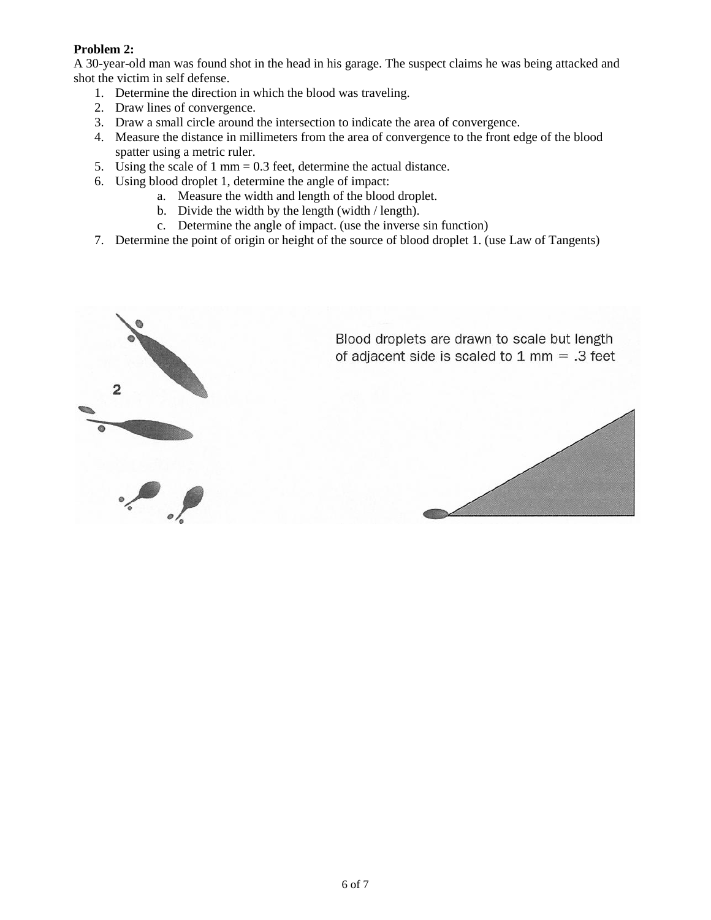**Problem 2:**
A 30-year-old man was found shot in the head in his garage. The suspect claims he was being attacked and shot the victim in self defense.

1. Determine the direction in which the blood was traveling.
2. Draw lines of convergence.
3. Draw a small circle around the intersection to indicate the area of convergence.
4. Measure the distance in millimeters from the area of convergence to the front edge of the blood spatter using a metric ruler.
5. Using the scale of 1 mm = 0.3 feet, determine the actual distance.
6. Using blood droplet 1, determine the angle of impact:
   a. Measure the width and length of the blood droplet.
   b. Divide the width by the length (width / length).
   c. Determine the angle of impact. (use the inverse sin function)
7. Determine the point of origin or height of the source of blood droplet 1. (use Law of Tangents)

2

Blood droplets are drawn to scale but length of adjacent side is scaled to 1 mm = .3 feet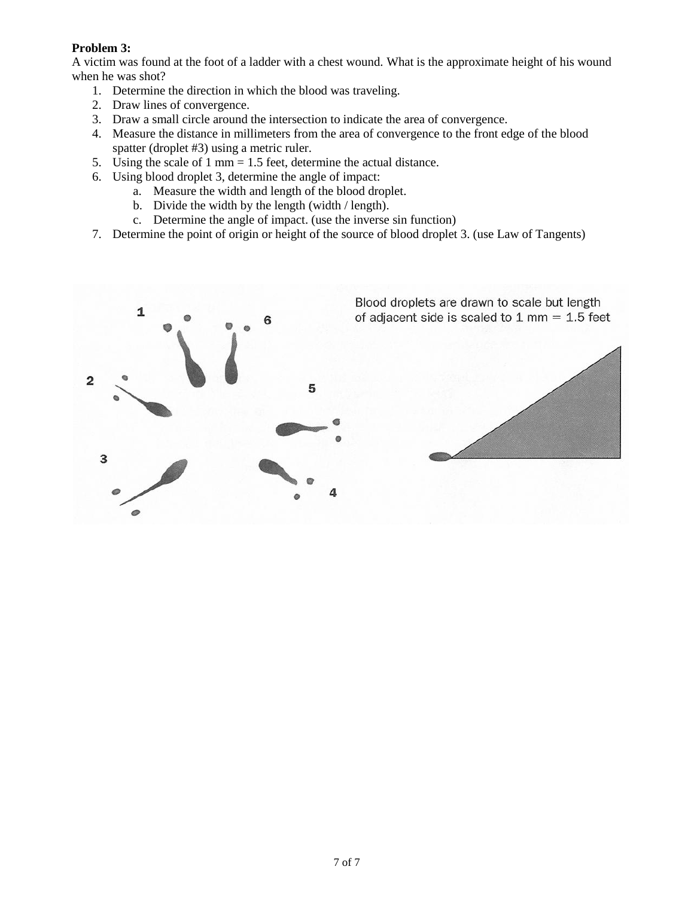**Problem 3:**

A victim was found at the foot of a ladder with a chest wound. What is the approximate height of his wound when he was shot?

1. Determine the direction in which the blood was traveling.
2. Draw lines of convergence.
3. Draw a small circle around the intersection to indicate the area of convergence.
4. Measure the distance in millimeters from the area of convergence to the front edge of the blood spatter (droplet #3) using a metric ruler.
5. Using the scale of 1 mm = 1.5 feet, determine the actual distance.
6. Using blood droplet 3, determine the angle of impact:
   a. Measure the width and length of the blood droplet.
   b. Divide the width by the length (width / length).
   c. Determine the angle of impact. (use the inverse sin function)
7. Determine the point of origin or height of the source of blood droplet 3. (use Law of Tangents)

1

6

2

5

3

4

Blood droplets are drawn to scale but length of adjacent side is scaled to 1 mm = 1.5 feet